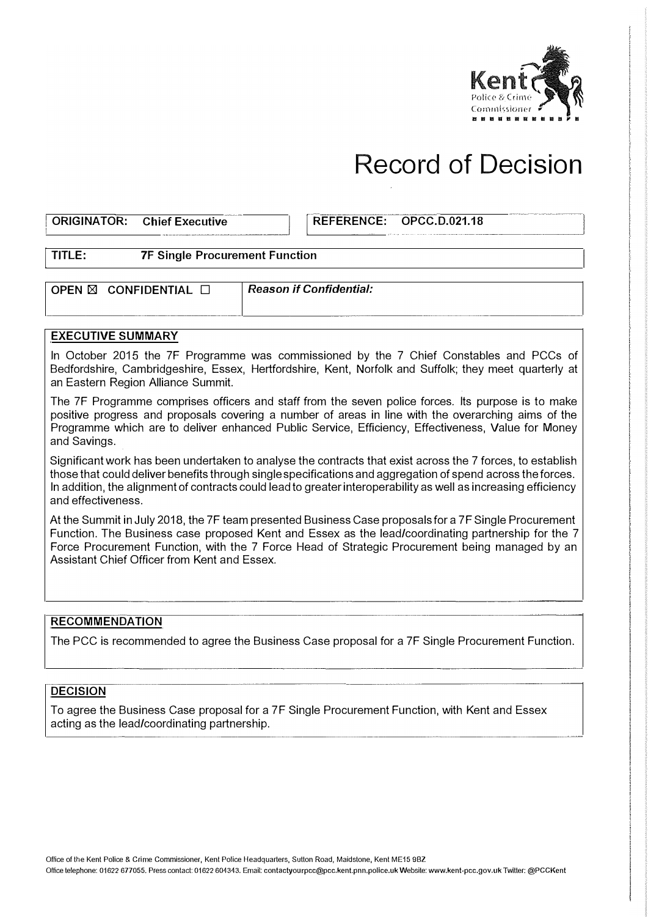# Record of Decision

**ORIGINATOR:** Chief Executive

**REFERENCE:** OPCC.D.021.18

**TITLE:** 7F Single Procurement Function

**OPEN** ☒ **CONFIDENTIAL** ☐

***Reason if Confidential:***

## EXECUTIVE SUMMARY

In October 2015 the 7F Programme was commissioned by the 7 Chief Constables and PCCs of Bedfordshire, Cambridgeshire, Essex, Hertfordshire, Kent, Norfolk and Suffolk; they meet quarterly at an Eastern Region Alliance Summit.

The 7F Programme comprises officers and staff from the seven police forces. Its purpose is to make positive progress and proposals covering a number of areas in line with the overarching aims of the Programme which are to deliver enhanced Public Service, Efficiency, Effectiveness, Value for Money and Savings.

Significant work has been undertaken to analyse the contracts that exist across the 7 forces, to establish those that could deliver benefits through single specifications and aggregation of spend across the forces. In addition, the alignment of contracts could lead to greater interoperability as well as increasing efficiency and effectiveness.

At the Summit in July 2018, the 7F team presented Business Case proposals for a 7F Single Procurement Function. The Business case proposed Kent and Essex as the lead/coordinating partnership for the 7 Force Procurement Function, with the 7 Force Head of Strategic Procurement being managed by an Assistant Chief Officer from Kent and Essex.

## RECOMMENDATION

The PCC is recommended to agree the Business Case proposal for a 7F Single Procurement Function.

## DECISION

To agree the Business Case proposal for a 7F Single Procurement Function, with Kent and Essex acting as the lead/coordinating partnership.

Office of the Kent Police & Crime Commissioner, Kent Police Headquarters, Sutton Road, Maidstone, Kent ME15 9BZ

Office telephone: 01622 677055. Press contact: 01622 604343. Email: contactyourpcc@pcc.kent.pnn.police.uk Website: www.kent-pcc.gov.uk Twitter: @PCCKent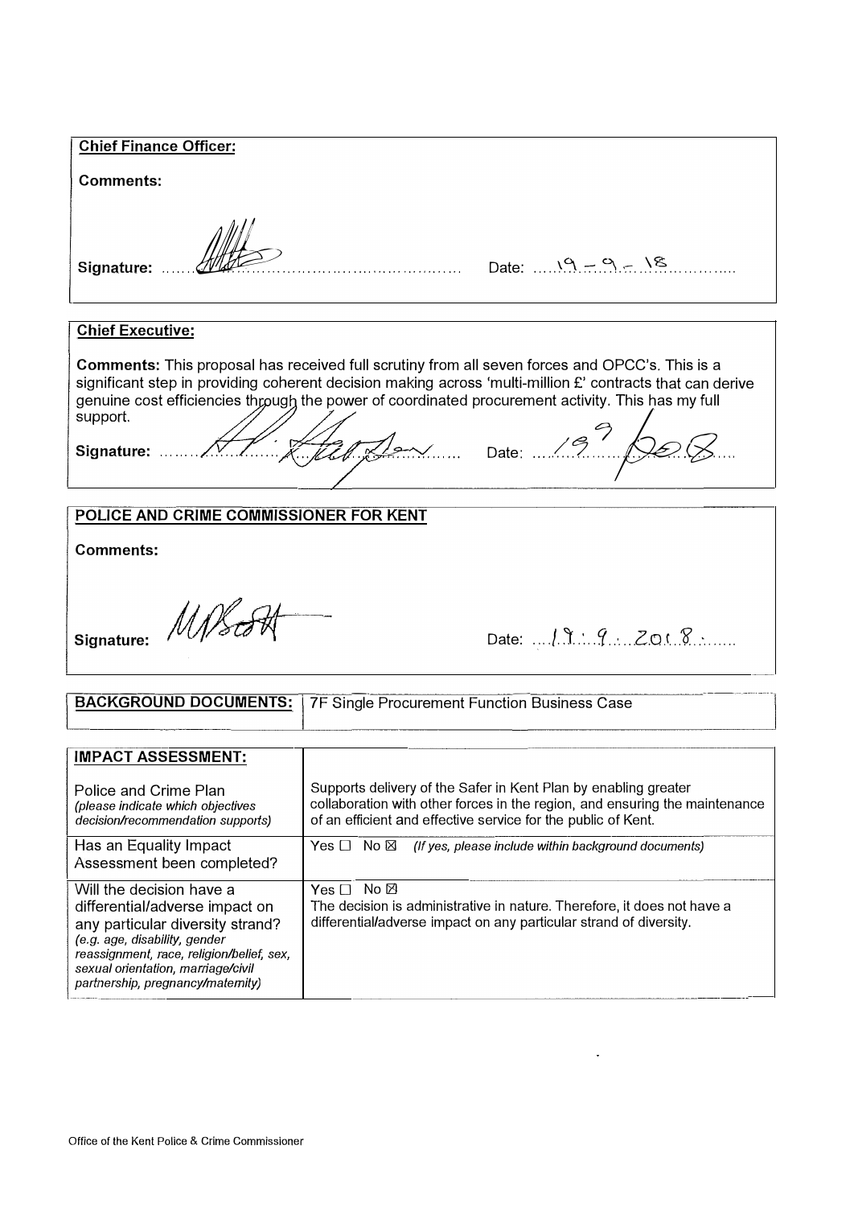**Chief Finance Officer:**

**Comments:**

**Signature:** ………………………………………………… Date: …19 – 9 – 18………………

**Chief Executive:**

**Comments:** This proposal has received full scrutiny from all seven forces and OPCC's. This is a significant step in providing coherent decision making across 'multi-million £' contracts that can derive genuine cost efficiencies through the power of coordinated procurement activity. This has my full support.

**Signature:** ………………………………………… Date: …19/9/2018…

**POLICE AND CRIME COMMISSIONER FOR KENT**

**Comments:**

**Signature:** Date: …19.9.2018……

| **BACKGROUND DOCUMENTS:** | 7F Single Procurement Function Business Case |
|---|---|

| **IMPACT ASSESSMENT:** | |
|---|---|
| Police and Crime Plan *(please indicate which objectives decision/recommendation supports)* | Supports delivery of the Safer in Kent Plan by enabling greater collaboration with other forces in the region, and ensuring the maintenance of an efficient and effective service for the public of Kent. |
| Has an Equality Impact Assessment been completed? | Yes ☐ No ☒ *(If yes, please include within background documents)* |
| Will the decision have a differential/adverse impact on any particular diversity strand? *(e.g. age, disability, gender reassignment, race, religion/belief, sex, sexual orientation, marriage/civil partnership, pregnancy/maternity)* | Yes ☐ No ☒ The decision is administrative in nature. Therefore, it does not have a differential/adverse impact on any particular strand of diversity. |